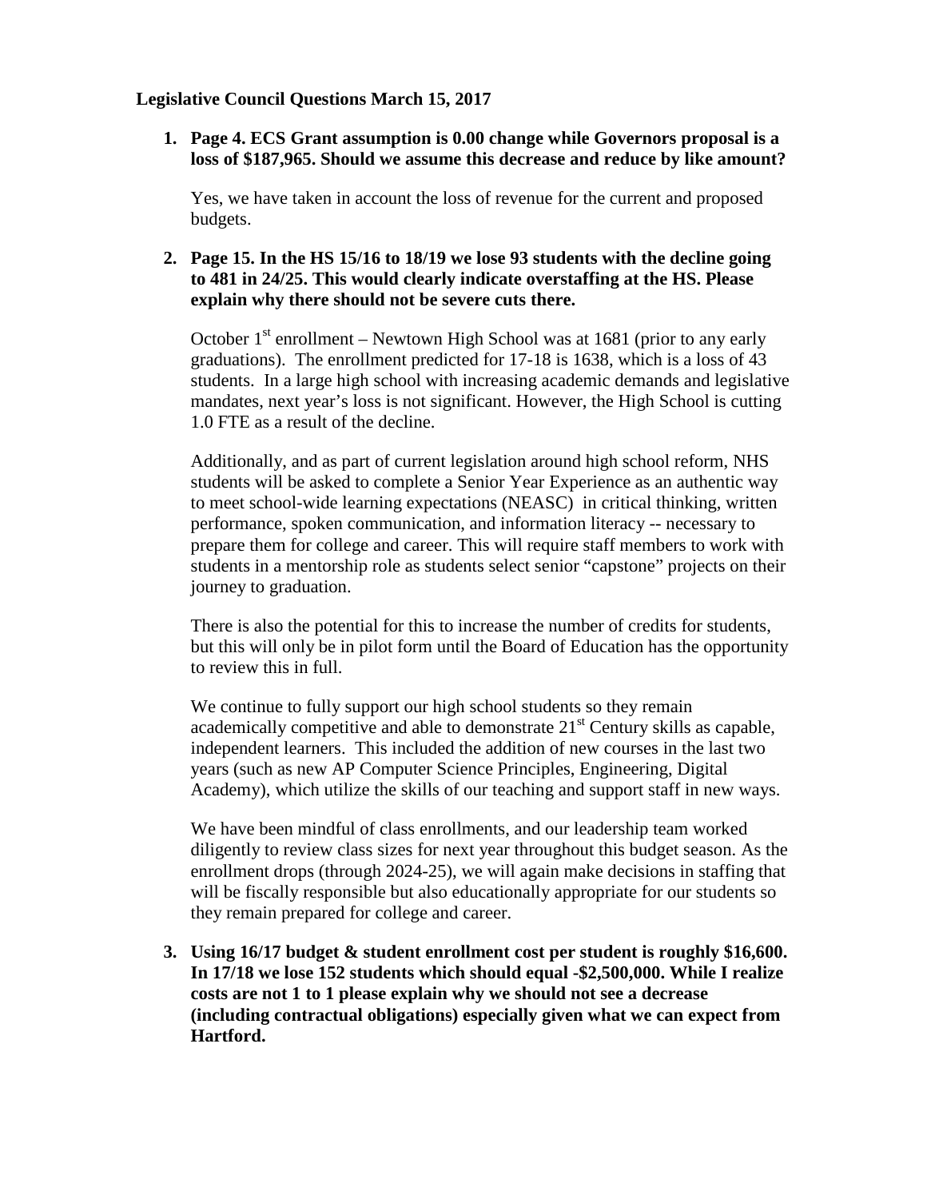**Legislative Council Questions March 15, 2017**

1. **Page 4. ECS Grant assumption is 0.00 change while Governors proposal is a loss of $187,965. Should we assume this decrease and reduce by like amount?**

   Yes, we have taken in account the loss of revenue for the current and proposed budgets.

2. **Page 15. In the HS 15/16 to 18/19 we lose 93 students with the decline going to 481 in 24/25. This would clearly indicate overstaffing at the HS. Please explain why there should not be severe cuts there.**

   October 1st enrollment – Newtown High School was at 1681 (prior to any early graduations). The enrollment predicted for 17-18 is 1638, which is a loss of 43 students. In a large high school with increasing academic demands and legislative mandates, next year's loss is not significant. However, the High School is cutting 1.0 FTE as a result of the decline.

   Additionally, and as part of current legislation around high school reform, NHS students will be asked to complete a Senior Year Experience as an authentic way to meet school-wide learning expectations (NEASC) in critical thinking, written performance, spoken communication, and information literacy -- necessary to prepare them for college and career. This will require staff members to work with students in a mentorship role as students select senior "capstone" projects on their journey to graduation.

   There is also the potential for this to increase the number of credits for students, but this will only be in pilot form until the Board of Education has the opportunity to review this in full.

   We continue to fully support our high school students so they remain academically competitive and able to demonstrate 21st Century skills as capable, independent learners. This included the addition of new courses in the last two years (such as new AP Computer Science Principles, Engineering, Digital Academy), which utilize the skills of our teaching and support staff in new ways.

   We have been mindful of class enrollments, and our leadership team worked diligently to review class sizes for next year throughout this budget season. As the enrollment drops (through 2024-25), we will again make decisions in staffing that will be fiscally responsible but also educationally appropriate for our students so they remain prepared for college and career.

3. **Using 16/17 budget & student enrollment cost per student is roughly $16,600. In 17/18 we lose 152 students which should equal -$2,500,000. While I realize costs are not 1 to 1 please explain why we should not see a decrease (including contractual obligations) especially given what we can expect from Hartford.**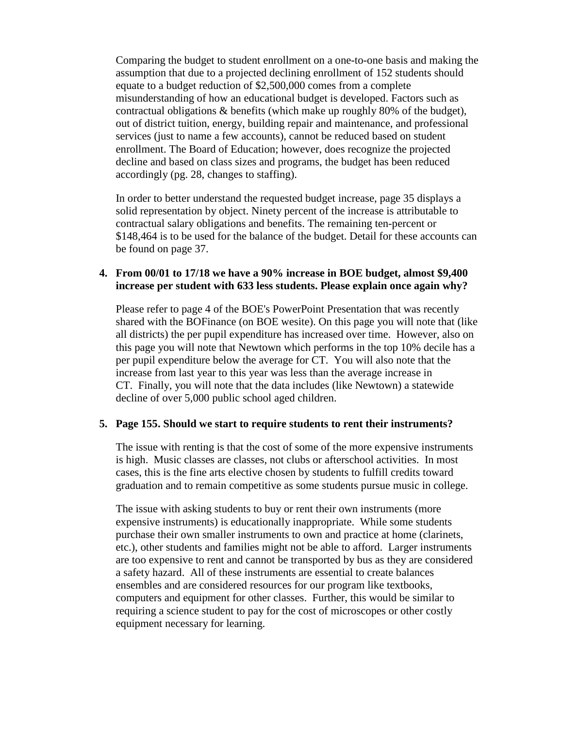Comparing the budget to student enrollment on a one-to-one basis and making the assumption that due to a projected declining enrollment of 152 students should equate to a budget reduction of $2,500,000 comes from a complete misunderstanding of how an educational budget is developed. Factors such as contractual obligations & benefits (which make up roughly 80% of the budget), out of district tuition, energy, building repair and maintenance, and professional services (just to name a few accounts), cannot be reduced based on student enrollment. The Board of Education; however, does recognize the projected decline and based on class sizes and programs, the budget has been reduced accordingly (pg. 28, changes to staffing).

In order to better understand the requested budget increase, page 35 displays a solid representation by object. Ninety percent of the increase is attributable to contractual salary obligations and benefits. The remaining ten-percent or $148,464 is to be used for the balance of the budget. Detail for these accounts can be found on page 37.

4. **From 00/01 to 17/18 we have a 90% increase in BOE budget, almost $9,400 increase per student with 633 less students. Please explain once again why?**

   Please refer to page 4 of the BOE's PowerPoint Presentation that was recently shared with the BOFinance (on BOE wesite). On this page you will note that (like all districts) the per pupil expenditure has increased over time. However, also on this page you will note that Newtown which performs in the top 10% decile has a per pupil expenditure below the average for CT. You will also note that the increase from last year to this year was less than the average increase in CT. Finally, you will note that the data includes (like Newtown) a statewide decline of over 5,000 public school aged children.

5. **Page 155. Should we start to require students to rent their instruments?**

   The issue with renting is that the cost of some of the more expensive instruments is high. Music classes are classes, not clubs or afterschool activities. In most cases, this is the fine arts elective chosen by students to fulfill credits toward graduation and to remain competitive as some students pursue music in college.

   The issue with asking students to buy or rent their own instruments (more expensive instruments) is educationally inappropriate. While some students purchase their own smaller instruments to own and practice at home (clarinets, etc.), other students and families might not be able to afford. Larger instruments are too expensive to rent and cannot be transported by bus as they are considered a safety hazard. All of these instruments are essential to create balances ensembles and are considered resources for our program like textbooks, computers and equipment for other classes. Further, this would be similar to requiring a science student to pay for the cost of microscopes or other costly equipment necessary for learning.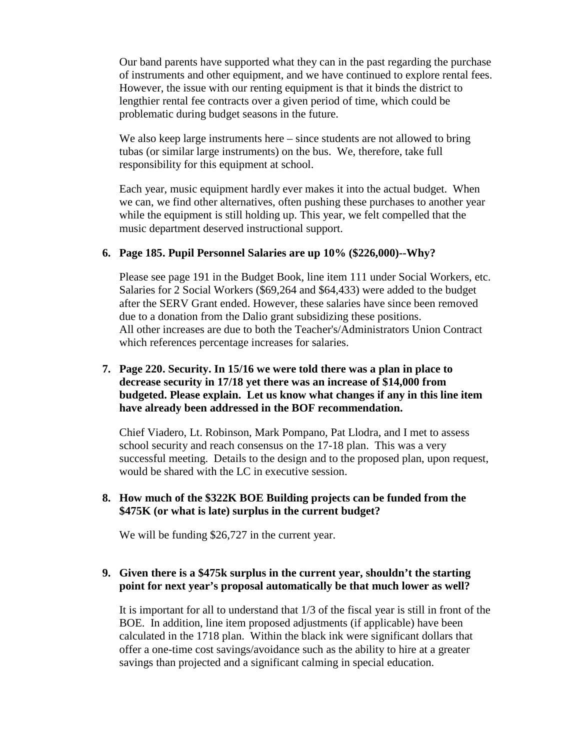Our band parents have supported what they can in the past regarding the purchase of instruments and other equipment, and we have continued to explore rental fees. However, the issue with our renting equipment is that it binds the district to lengthier rental fee contracts over a given period of time, which could be problematic during budget seasons in the future.

We also keep large instruments here – since students are not allowed to bring tubas (or similar large instruments) on the bus. We, therefore, take full responsibility for this equipment at school.

Each year, music equipment hardly ever makes it into the actual budget. When we can, we find other alternatives, often pushing these purchases to another year while the equipment is still holding up. This year, we felt compelled that the music department deserved instructional support.

6. **Page 185. Pupil Personnel Salaries are up 10% ($226,000)--Why?**

   Please see page 191 in the Budget Book, line item 111 under Social Workers, etc. Salaries for 2 Social Workers ($69,264 and $64,433) were added to the budget after the SERV Grant ended. However, these salaries have since been removed due to a donation from the Dalio grant subsidizing these positions. All other increases are due to both the Teacher's/Administrators Union Contract which references percentage increases for salaries.

7. **Page 220. Security. In 15/16 we were told there was a plan in place to decrease security in 17/18 yet there was an increase of $14,000 from budgeted. Please explain. Let us know what changes if any in this line item have already been addressed in the BOF recommendation.**

   Chief Viadero, Lt. Robinson, Mark Pompano, Pat Llodra, and I met to assess school security and reach consensus on the 17-18 plan. This was a very successful meeting. Details to the design and to the proposed plan, upon request, would be shared with the LC in executive session.

8. **How much of the $322K BOE Building projects can be funded from the $475K (or what is late) surplus in the current budget?**

   We will be funding $26,727 in the current year.

9. **Given there is a $475k surplus in the current year, shouldn't the starting point for next year's proposal automatically be that much lower as well?**

   It is important for all to understand that 1/3 of the fiscal year is still in front of the BOE. In addition, line item proposed adjustments (if applicable) have been calculated in the 1718 plan. Within the black ink were significant dollars that offer a one-time cost savings/avoidance such as the ability to hire at a greater savings than projected and a significant calming in special education.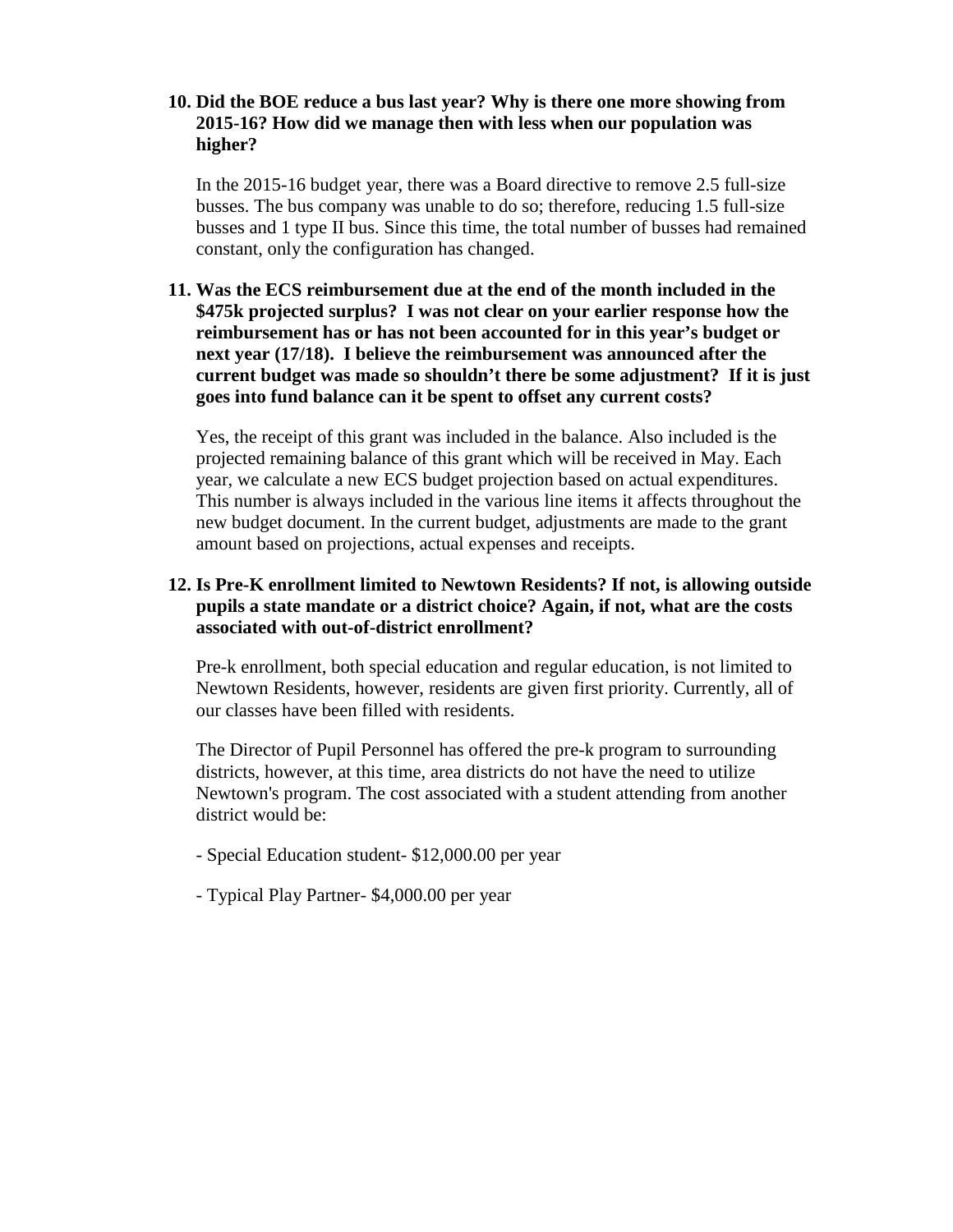**10. Did the BOE reduce a bus last year? Why is there one more showing from 2015-16? How did we manage then with less when our population was higher?**

In the 2015-16 budget year, there was a Board directive to remove 2.5 full-size busses. The bus company was unable to do so; therefore, reducing 1.5 full-size busses and 1 type II bus. Since this time, the total number of busses had remained constant, only the configuration has changed.

**11. Was the ECS reimbursement due at the end of the month included in the $475k projected surplus? I was not clear on your earlier response how the reimbursement has or has not been accounted for in this year's budget or next year (17/18). I believe the reimbursement was announced after the current budget was made so shouldn't there be some adjustment? If it is just goes into fund balance can it be spent to offset any current costs?**

Yes, the receipt of this grant was included in the balance. Also included is the projected remaining balance of this grant which will be received in May. Each year, we calculate a new ECS budget projection based on actual expenditures. This number is always included in the various line items it affects throughout the new budget document. In the current budget, adjustments are made to the grant amount based on projections, actual expenses and receipts.

**12. Is Pre-K enrollment limited to Newtown Residents? If not, is allowing outside pupils a state mandate or a district choice? Again, if not, what are the costs associated with out-of-district enrollment?**

Pre-k enrollment, both special education and regular education, is not limited to Newtown Residents, however, residents are given first priority. Currently, all of our classes have been filled with residents.

The Director of Pupil Personnel has offered the pre-k program to surrounding districts, however, at this time, area districts do not have the need to utilize Newtown's program. The cost associated with a student attending from another district would be:

- Special Education student- $12,000.00 per year

- Typical Play Partner- $4,000.00 per year